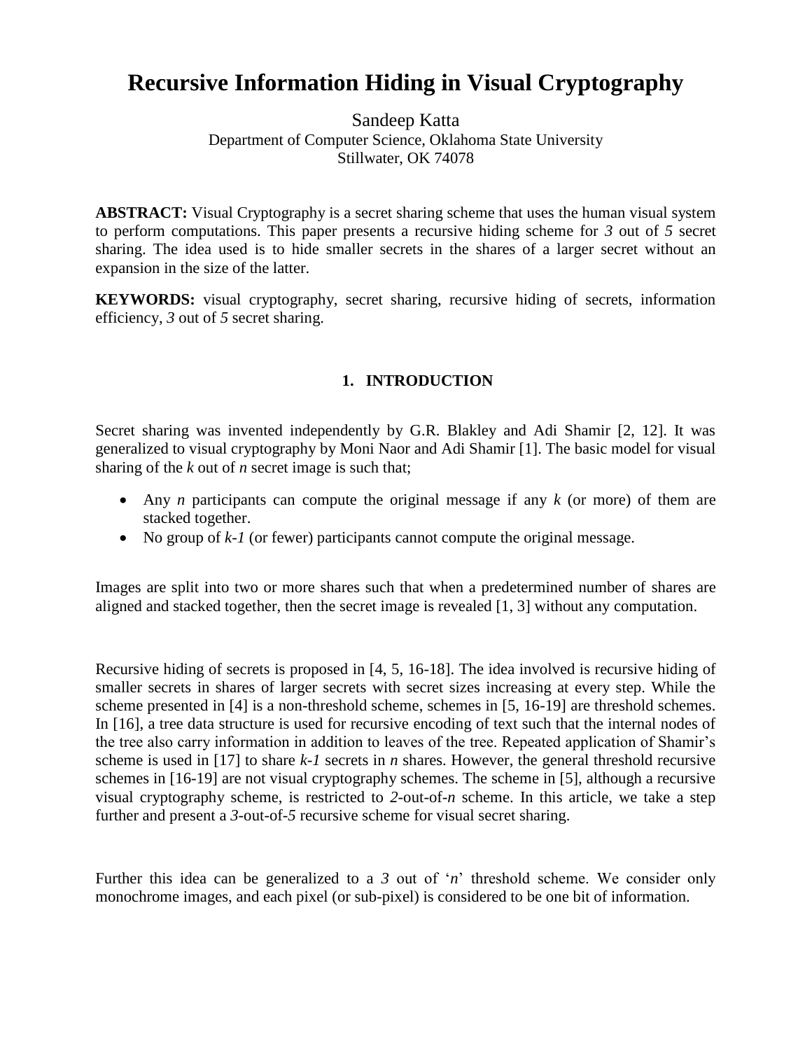# Recursive Information Hiding in Visual Cryptography

Sandeep Katta
Department of Computer Science, Oklahoma State University
Stillwater, OK 74078

**ABSTRACT:** Visual Cryptography is a secret sharing scheme that uses the human visual system to perform computations. This paper presents a recursive hiding scheme for *3* out of *5* secret sharing. The idea used is to hide smaller secrets in the shares of a larger secret without an expansion in the size of the latter.

**KEYWORDS:** visual cryptography, secret sharing, recursive hiding of secrets, information efficiency, *3* out of *5* secret sharing.

## 1. INTRODUCTION

Secret sharing was invented independently by G.R. Blakley and Adi Shamir [2, 12]. It was generalized to visual cryptography by Moni Naor and Adi Shamir [1]. The basic model for visual sharing of the *k* out of *n* secret image is such that;

- Any *n* participants can compute the original message if any *k* (or more) of them are stacked together.
- No group of *k-1* (or fewer) participants cannot compute the original message.

Images are split into two or more shares such that when a predetermined number of shares are aligned and stacked together, then the secret image is revealed [1, 3] without any computation.

Recursive hiding of secrets is proposed in [4, 5, 16-18]. The idea involved is recursive hiding of smaller secrets in shares of larger secrets with secret sizes increasing at every step. While the scheme presented in [4] is a non-threshold scheme, schemes in [5, 16-19] are threshold schemes. In [16], a tree data structure is used for recursive encoding of text such that the internal nodes of the tree also carry information in addition to leaves of the tree. Repeated application of Shamir's scheme is used in [17] to share *k-1* secrets in *n* shares. However, the general threshold recursive schemes in [16-19] are not visual cryptography schemes. The scheme in [5], although a recursive visual cryptography scheme, is restricted to *2*-out-of-*n* scheme. In this article, we take a step further and present a *3*-out-of-*5* recursive scheme for visual secret sharing.

Further this idea can be generalized to a *3* out of '*n*' threshold scheme. We consider only monochrome images, and each pixel (or sub-pixel) is considered to be one bit of information.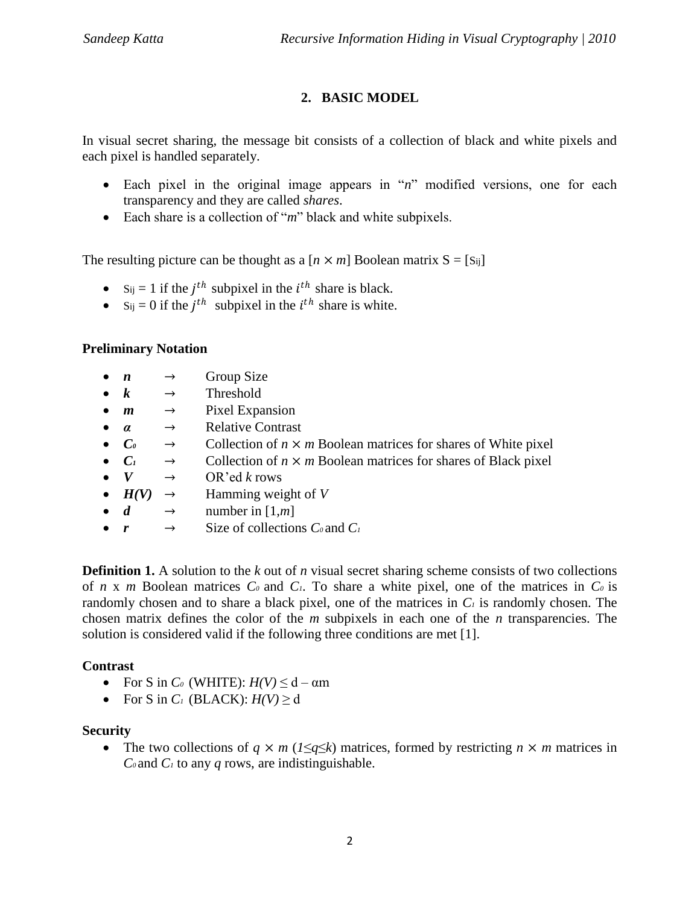## 2. BASIC MODEL

In visual secret sharing, the message bit consists of a collection of black and white pixels and each pixel is handled separately.

- Each pixel in the original image appears in "*n*" modified versions, one for each transparency and they are called *shares*.
- Each share is a collection of "*m*" black and white subpixels.

The resulting picture can be thought as a $[n \times m]$ Boolean matrix $S = [S_{ij}]$

- $S_{ij} = 1$ if the $j^{th}$ subpixel in the $i^{th}$ share is black.
- $S_{ij} = 0$ if the $j^{th}$ subpixel in the $i^{th}$ share is white.

**Preliminary Notation**

- $n$ → Group Size
- $k$ → Threshold
- $m$ → Pixel Expansion
- $\alpha$ → Relative Contrast
- $C_0$ → Collection of $n \times m$ Boolean matrices for shares of White pixel
- $C_1$ → Collection of $n \times m$ Boolean matrices for shares of Black pixel
- $V$ → OR'ed $k$ rows
- $H(V)$ → Hamming weight of $V$
- $d$ → number in $[1,m]$
- $r$ → Size of collections $C_0$ and $C_1$

**Definition 1.** A solution to the *k* out of *n* visual secret sharing scheme consists of two collections of $n \times m$ Boolean matrices $C_0$ and $C_1$. To share a white pixel, one of the matrices in $C_0$ is randomly chosen and to share a black pixel, one of the matrices in $C_1$ is randomly chosen. The chosen matrix defines the color of the *m* subpixels in each one of the *n* transparencies. The solution is considered valid if the following three conditions are met [1].

**Contrast**

- For S in $C_0$ (WHITE): $H(V) \leq d - \alpha m$
- For S in $C_1$ (BLACK): $H(V) \geq d$

**Security**

- The two collections of $q \times m$ $(1 \leq q \leq k)$ matrices, formed by restricting $n \times m$ matrices in $C_0$ and $C_1$ to any *q* rows, are indistinguishable.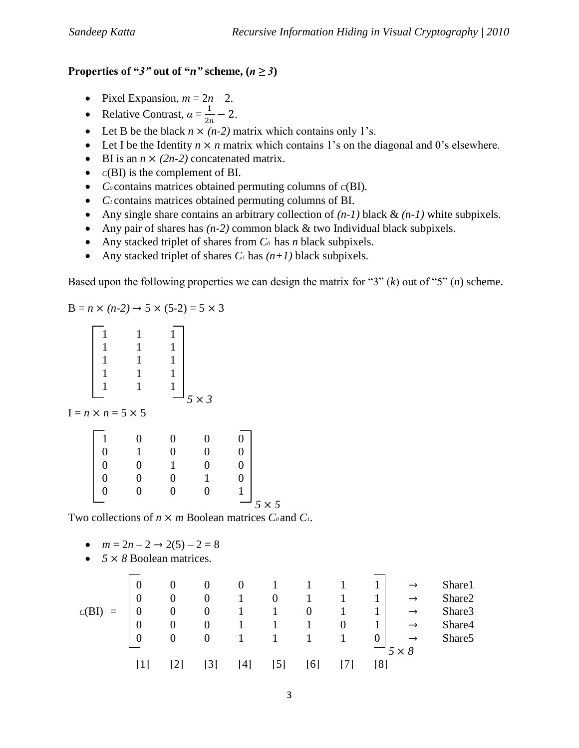**Properties of "*3*" out of "*n*" scheme, ($n \geq 3$)**

- Pixel Expansion, $m = 2n - 2$.
- Relative Contrast, $\alpha = \frac{1}{2n} - 2$.
- Let B be the black $n \times (n\text{-}2)$ matrix which contains only 1's.
- Let I be the Identity $n \times n$ matrix which contains 1's on the diagonal and 0's elsewhere.
- BI is an $n \times (2n\text{-}2)$ concatenated matrix.
- $c$(BI) is the complement of BI.
- $C_0$ contains matrices obtained permuting columns of $c$(BI).
- $C_1$ contains matrices obtained permuting columns of BI.
- Any single share contains an arbitrary collection of $(n\text{-}1)$ black & $(n\text{-}1)$ white subpixels.
- Any pair of shares has $(n\text{-}2)$ common black & two Individual black subpixels.
- Any stacked triplet of shares from $C_0$ has $n$ black subpixels.
- Any stacked triplet of shares $C_1$ has $(n\text{+}1)$ black subpixels.

Based upon the following properties we can design the matrix for "3" ($k$) out of "5" ($n$) scheme.

$\text{B} = n \times (n\text{-}2) \rightarrow 5 \times (5\text{-}2) = 5 \times 3$

$$\begin{bmatrix} 1 & 1 & 1 \\ 1 & 1 & 1 \\ 1 & 1 & 1 \\ 1 & 1 & 1 \\ 1 & 1 & 1 \end{bmatrix}_{5 \times 3}$$

$\text{I} = n \times n = 5 \times 5$

$$\begin{bmatrix} 1 & 0 & 0 & 0 & 0 \\ 0 & 1 & 0 & 0 & 0 \\ 0 & 0 & 1 & 0 & 0 \\ 0 & 0 & 0 & 1 & 0 \\ 0 & 0 & 0 & 0 & 1 \end{bmatrix}_{5 \times 5}$$

Two collections of $n \times m$ Boolean matrices $C_0$ and $C_1$.

- $m = 2n - 2 \rightarrow 2(5) - 2 = 8$
- $5 \times 8$ Boolean matrices.

$$c(\text{BI}) = \begin{bmatrix} 0 & 0 & 0 & 0 & 1 & 1 & 1 & 1 \\ 0 & 0 & 0 & 1 & 0 & 1 & 1 & 1 \\ 0 & 0 & 0 & 1 & 1 & 0 & 1 & 1 \\ 0 & 0 & 0 & 1 & 1 & 1 & 0 & 1 \\ 0 & 0 & 0 & 1 & 1 & 1 & 1 & 0 \end{bmatrix}_{5 \times 8} \begin{matrix} \rightarrow \text{Share1} \\ \rightarrow \text{Share2} \\ \rightarrow \text{Share3} \\ \rightarrow \text{Share4} \\ \rightarrow \text{Share5} \end{matrix}$$

[1] [2] [3] [4] [5] [6] [7] [8]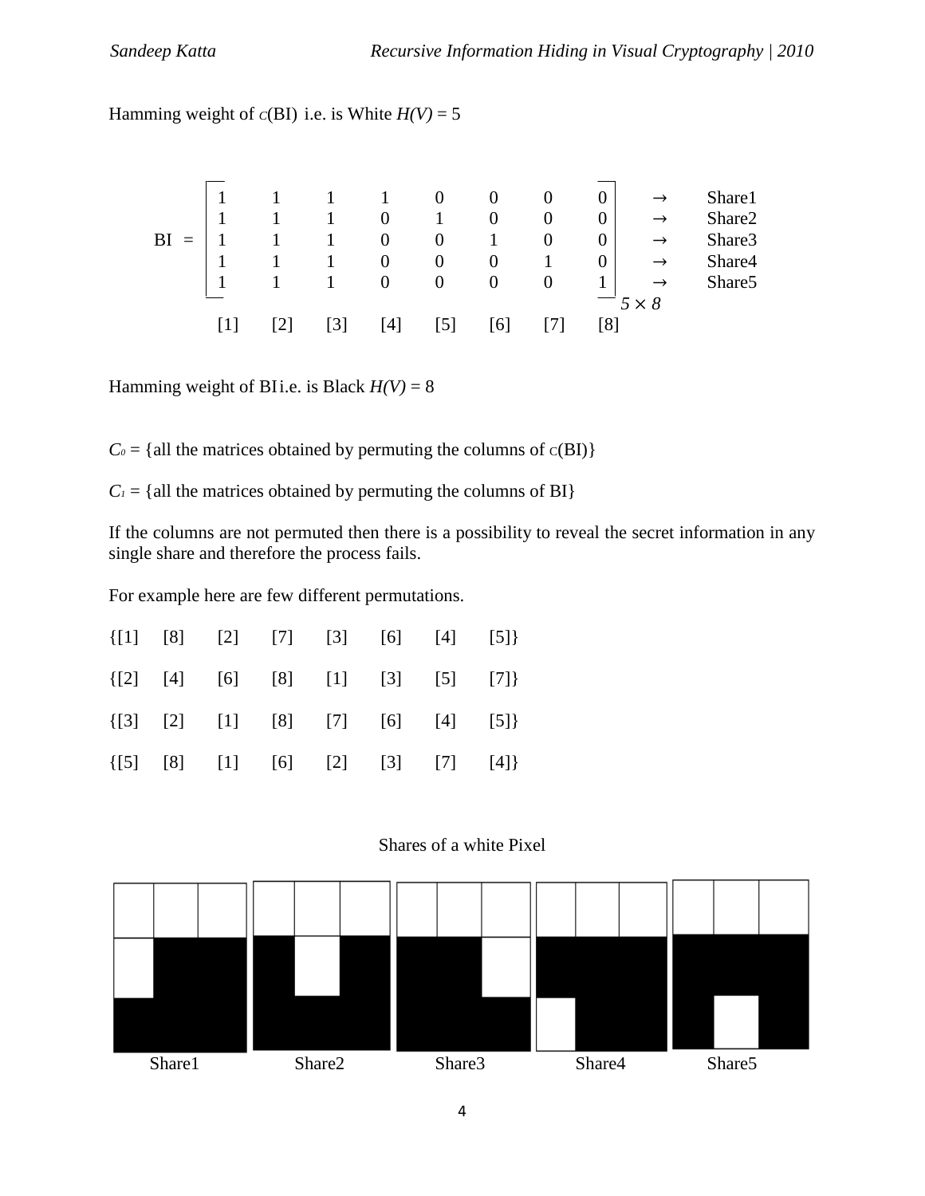Hamming weight of $C$(BI) i.e. is White $H(V) = 5$

$$
\text{BI} = \begin{bmatrix} 1 & 1 & 1 & 1 & 0 & 0 & 0 & 0 \\ 1 & 1 & 1 & 0 & 1 & 0 & 0 & 0 \\ 1 & 1 & 1 & 0 & 0 & 1 & 0 & 0 \\ 1 & 1 & 1 & 0 & 0 & 0 & 1 & 0 \\ 1 & 1 & 1 & 0 & 0 & 0 & 0 & 1 \end{bmatrix}_{5 \times 8} \begin{matrix} \rightarrow \text{Share1} \\ \rightarrow \text{Share2} \\ \rightarrow \text{Share3} \\ \rightarrow \text{Share4} \\ \rightarrow \text{Share5} \end{matrix}
$$

[1] [2] [3] [4] [5] [6] [7] [8]

Hamming weight of BI i.e. is Black $H(V) = 8$

$C_0$ = {all the matrices obtained by permuting the columns of $C$(BI)}

$C_1$ = {all the matrices obtained by permuting the columns of BI}

If the columns are not permuted then there is a possibility to reveal the secret information in any single share and therefore the process fails.

For example here are few different permutations.

{[1] [8] [2] [7] [3] [6] [4] [5]}

{[2] [4] [6] [8] [1] [3] [5] [7]}

{[3] [2] [1] [8] [7] [6] [4] [5]}

{[5] [8] [1] [6] [2] [3] [7] [4]}

Shares of a white Pixel

Share1 Share2 Share3 Share4 Share5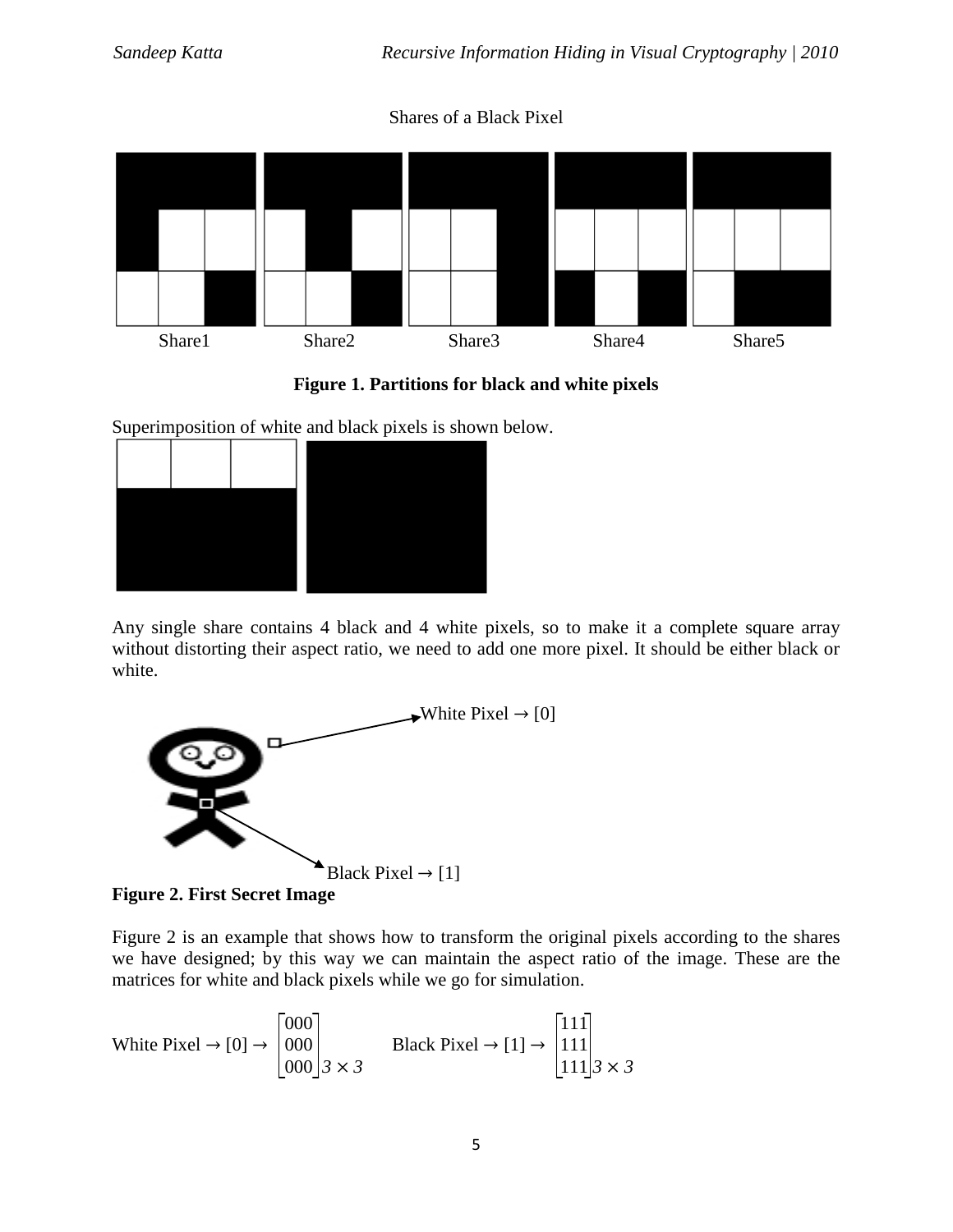Shares of a Black Pixel

Share1 Share2 Share3 Share4 Share5

**Figure 1. Partitions for black and white pixels**

Superimposition of white and black pixels is shown below.

Any single share contains 4 black and 4 white pixels, so to make it a complete square array without distorting their aspect ratio, we need to add one more pixel. It should be either black or white.

White Pixel → [0]

Black Pixel → [1]

**Figure 2. First Secret Image**

Figure 2 is an example that shows how to transform the original pixels according to the shares we have designed; by this way we can maintain the aspect ratio of the image. These are the matrices for white and black pixels while we go for simulation.

$$\text{White Pixel} \rightarrow [0] \rightarrow \begin{bmatrix} 000 \\ 000 \\ 000 \end{bmatrix}_{3 \times 3} \qquad \text{Black Pixel} \rightarrow [1] \rightarrow \begin{bmatrix} 111 \\ 111 \\ 111 \end{bmatrix}_{3 \times 3}$$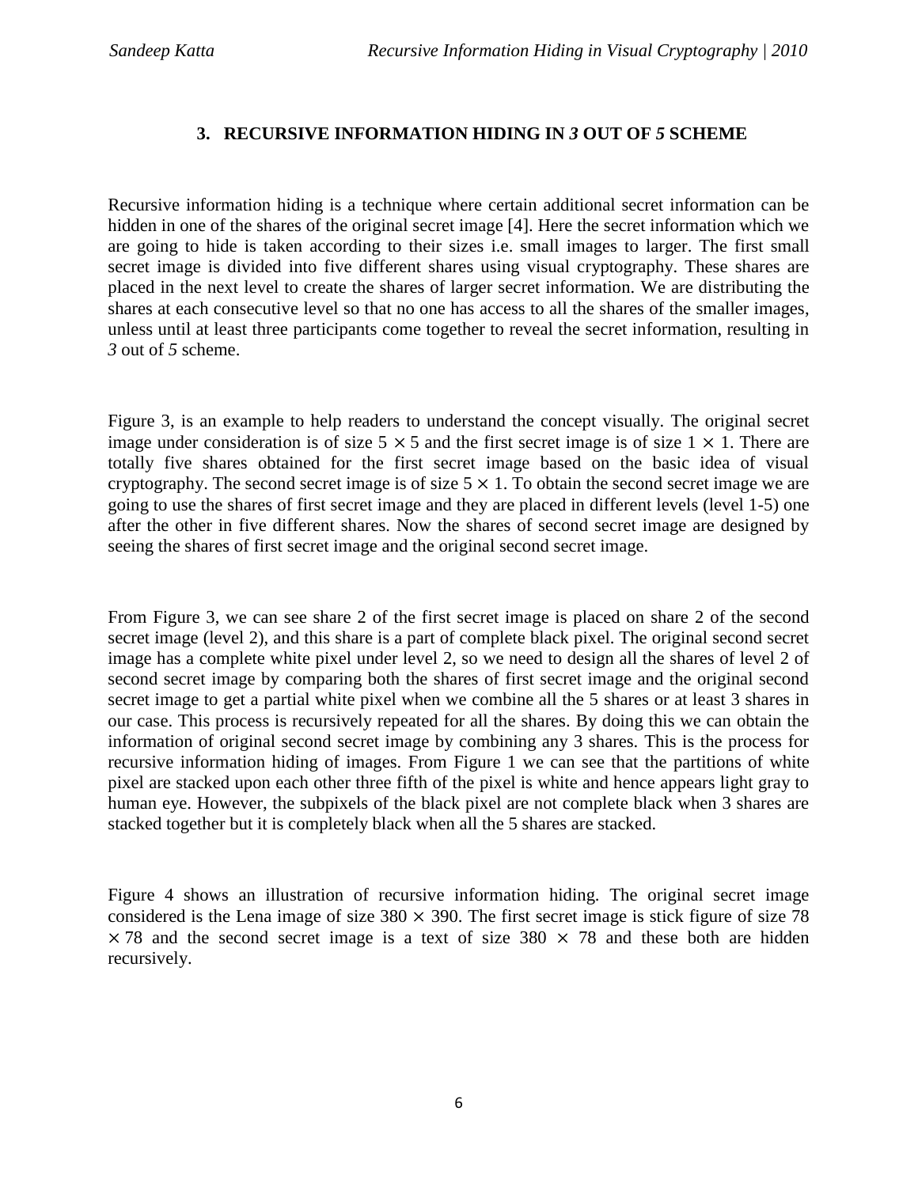## 3. RECURSIVE INFORMATION HIDING IN *3* OUT OF *5* SCHEME

Recursive information hiding is a technique where certain additional secret information can be hidden in one of the shares of the original secret image [4]. Here the secret information which we are going to hide is taken according to their sizes i.e. small images to larger. The first small secret image is divided into five different shares using visual cryptography. These shares are placed in the next level to create the shares of larger secret information. We are distributing the shares at each consecutive level so that no one has access to all the shares of the smaller images, unless until at least three participants come together to reveal the secret information, resulting in *3* out of *5* scheme.

Figure 3, is an example to help readers to understand the concept visually. The original secret image under consideration is of size $5 \times 5$ and the first secret image is of size $1 \times 1$. There are totally five shares obtained for the first secret image based on the basic idea of visual cryptography. The second secret image is of size $5 \times 1$. To obtain the second secret image we are going to use the shares of first secret image and they are placed in different levels (level 1-5) one after the other in five different shares. Now the shares of second secret image are designed by seeing the shares of first secret image and the original second secret image.

From Figure 3, we can see share 2 of the first secret image is placed on share 2 of the second secret image (level 2), and this share is a part of complete black pixel. The original second secret image has a complete white pixel under level 2, so we need to design all the shares of level 2 of second secret image by comparing both the shares of first secret image and the original second secret image to get a partial white pixel when we combine all the 5 shares or at least 3 shares in our case. This process is recursively repeated for all the shares. By doing this we can obtain the information of original second secret image by combining any 3 shares. This is the process for recursive information hiding of images. From Figure 1 we can see that the partitions of white pixel are stacked upon each other three fifth of the pixel is white and hence appears light gray to human eye. However, the subpixels of the black pixel are not complete black when 3 shares are stacked together but it is completely black when all the 5 shares are stacked.

Figure 4 shows an illustration of recursive information hiding. The original secret image considered is the Lena image of size $380 \times 390$. The first secret image is stick figure of size $78 \times 78$ and the second secret image is a text of size $380 \times 78$ and these both are hidden recursively.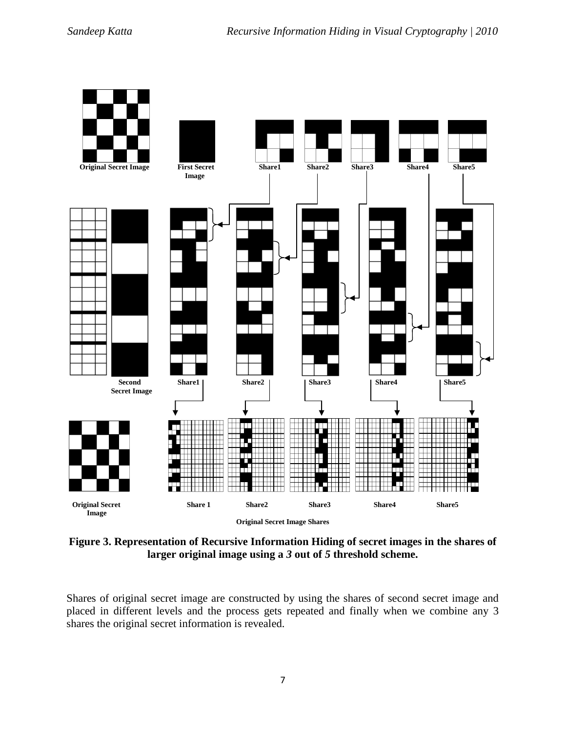**Figure 3. Representation of Recursive Information Hiding of secret images in the shares of larger original image using a *3* out of *5* threshold scheme.**

Shares of original secret image are constructed by using the shares of second secret image and placed in different levels and the process gets repeated and finally when we combine any 3 shares the original secret information is revealed.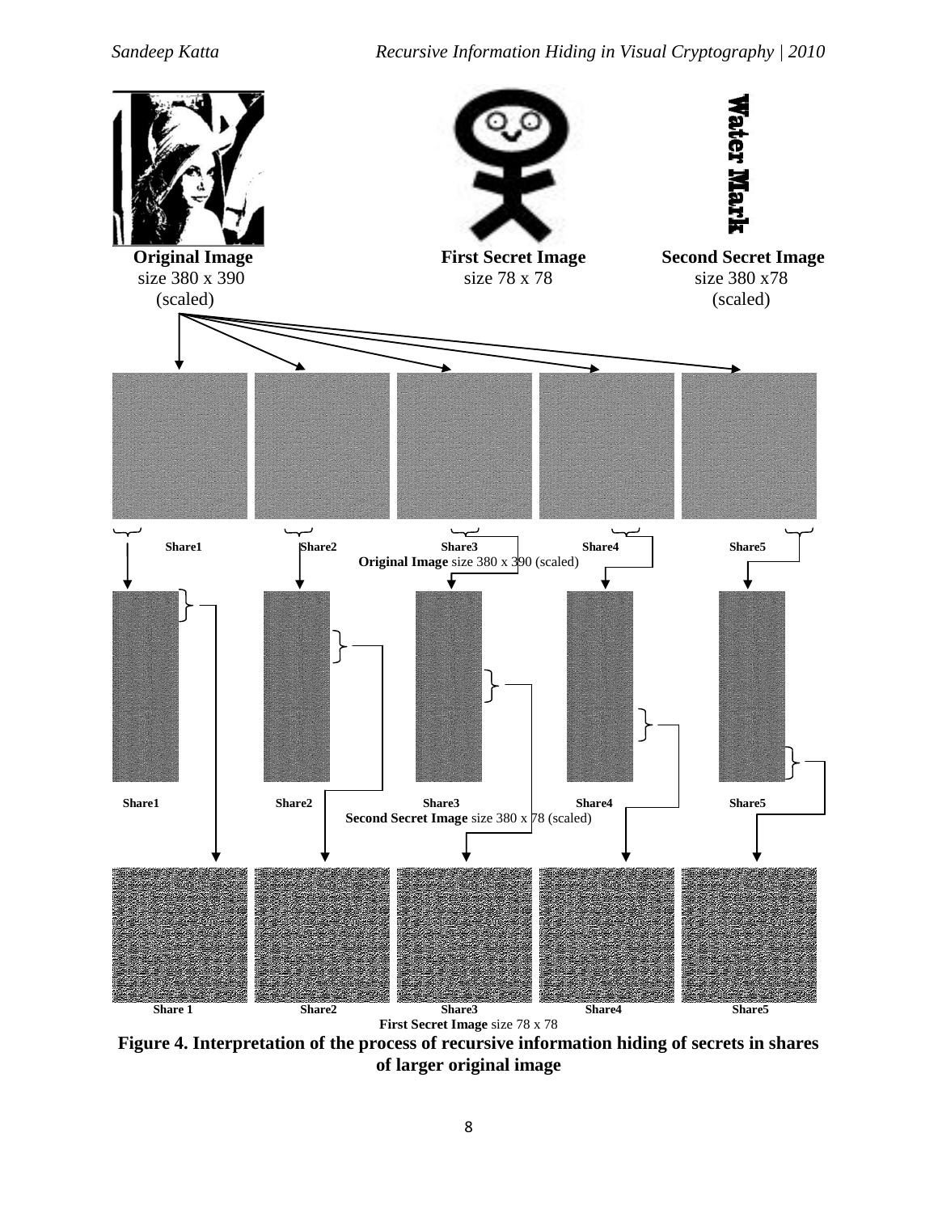**Original Image** size 380 x 390 (scaled)

**First Secret Image** size 78 x 78

**Second Secret Image** size 380 x78 (scaled)

**Share1** **Share2** **Share3** **Share4** **Share5**

**Original Image** size 380 x 390 (scaled)

**Share1** **Share2** **Share3** **Share4** **Share5**

**Second Secret Image** size 380 x 78 (scaled)

**Share 1** **Share2** **Share3** **Share4** **Share5**

**First Secret Image** size 78 x 78

**Figure 4. Interpretation of the process of recursive information hiding of secrets in shares of larger original image**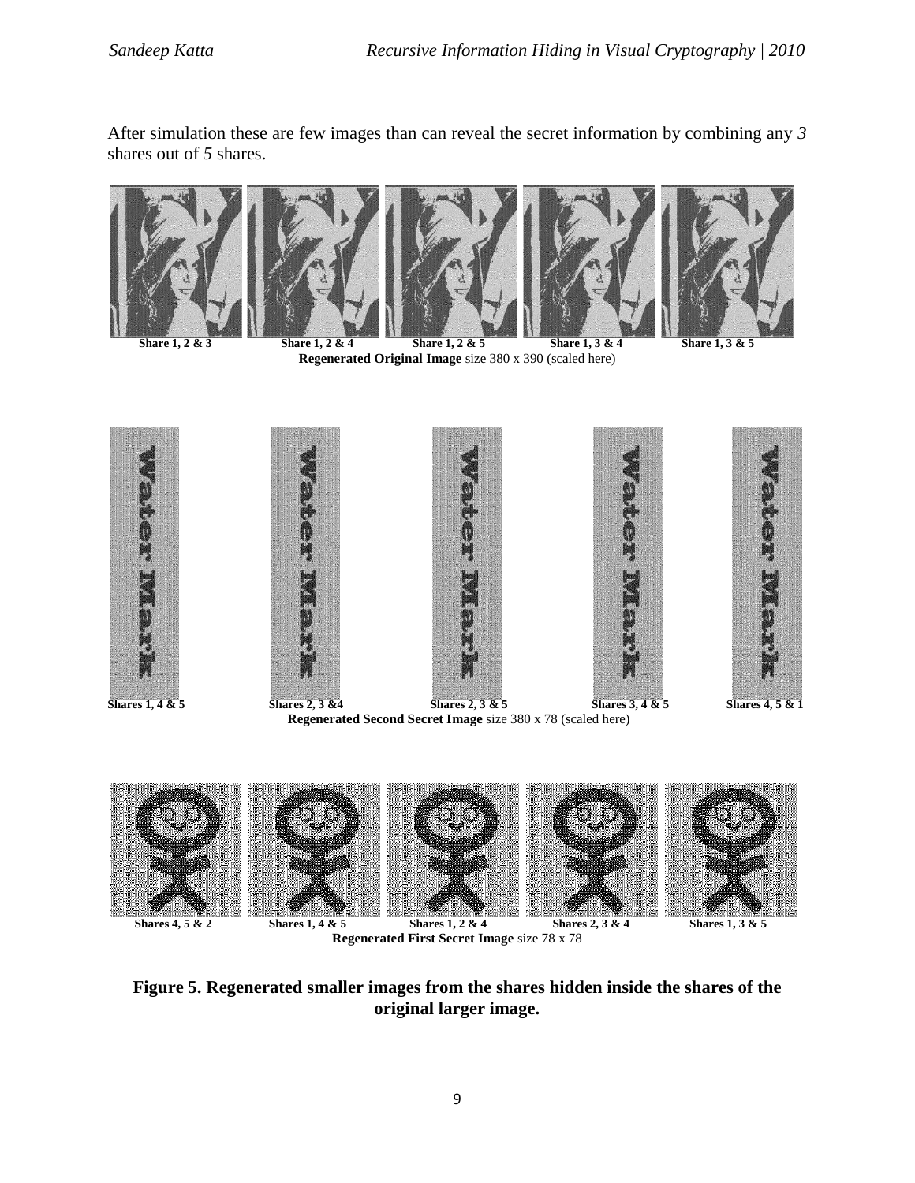After simulation these are few images than can reveal the secret information by combining any *3* shares out of *5* shares.

**Share 1, 2 & 3** **Share 1, 2 & 4** **Share 1, 2 & 5** **Share 1, 3 & 4** **Share 1, 3 & 5**

**Regenerated Original Image** size 380 x 390 (scaled here)

**Shares 1, 4 & 5** **Shares 2, 3 &4** **Shares 2, 3 & 5** **Shares 3, 4 & 5** **Shares 4, 5 & 1**

**Regenerated Second Secret Image** size 380 x 78 (scaled here)

**Shares 4, 5 & 2** **Shares 1, 4 & 5** **Shares 1, 2 & 4** **Shares 2, 3 & 4** **Shares 1, 3 & 5**

**Regenerated First Secret Image** size 78 x 78

**Figure 5. Regenerated smaller images from the shares hidden inside the shares of the original larger image.**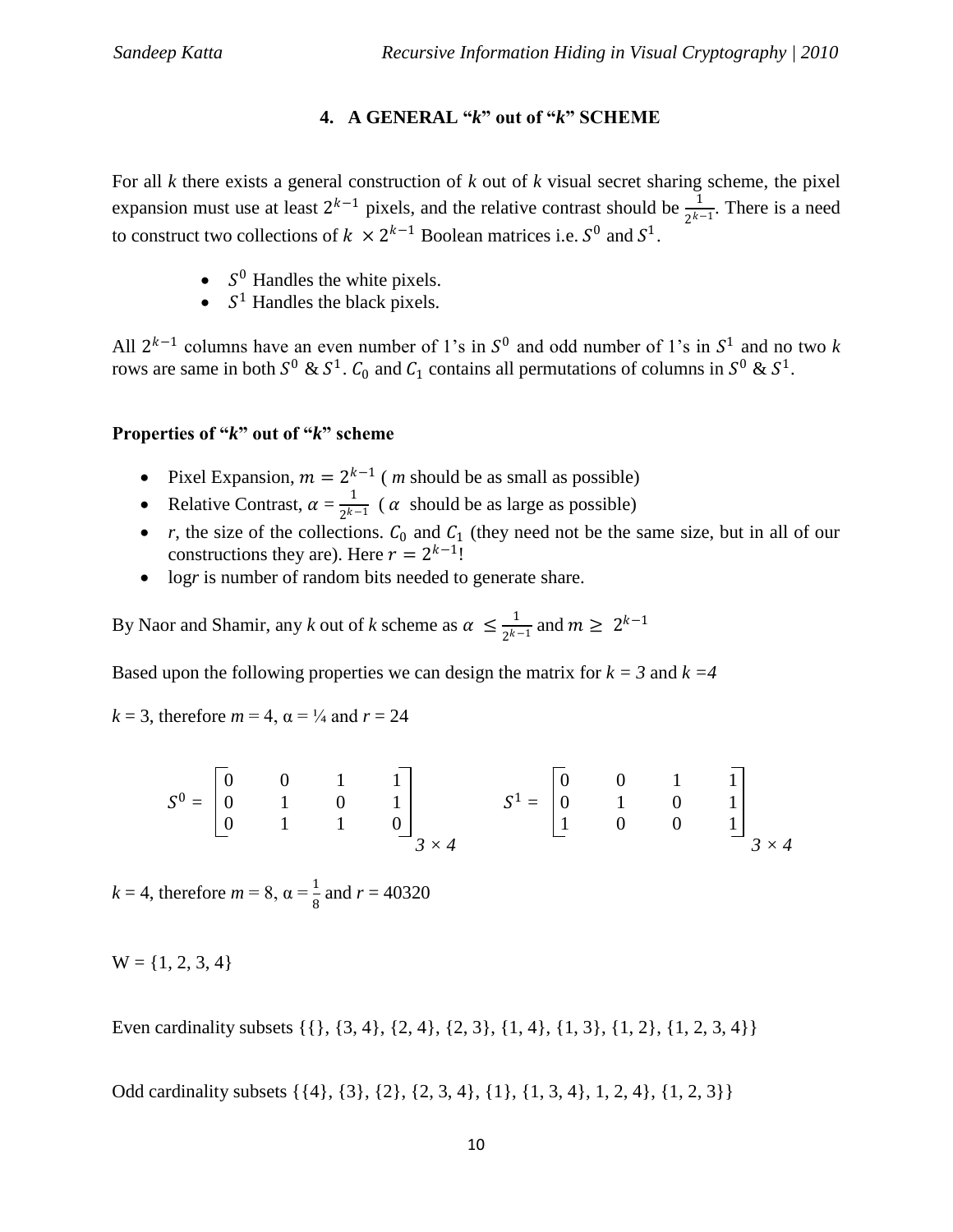## 4. A GENERAL "*k*" out of "*k*" SCHEME

For all *k* there exists a general construction of *k* out of *k* visual secret sharing scheme, the pixel expansion must use at least $2^{k-1}$ pixels, and the relative contrast should be $\frac{1}{2^{k-1}}$. There is a need to construct two collections of $k \times 2^{k-1}$ Boolean matrices i.e. $S^0$ and $S^1$.

- $S^0$ Handles the white pixels.
- $S^1$ Handles the black pixels.

All $2^{k-1}$ columns have an even number of 1's in $S^0$ and odd number of 1's in $S^1$ and no two *k* rows are same in both $S^0$ & $S^1$. $C_0$ and $C_1$ contains all permutations of columns in $S^0$ & $S^1$.

**Properties of "*k*" out of "*k*" scheme**

- Pixel Expansion, $m = 2^{k-1}$ ( *m* should be as small as possible)
- Relative Contrast, $\alpha = \frac{1}{2^{k-1}}$ ( $\alpha$ should be as large as possible)
- *r*, the size of the collections. $C_0$ and $C_1$ (they need not be the same size, but in all of our constructions they are). Here $r = 2^{k-1}!$
- log*r* is number of random bits needed to generate share.

By Naor and Shamir, any *k* out of *k* scheme as $\alpha \leq \frac{1}{2^{k-1}}$ and $m \geq 2^{k-1}$

Based upon the following properties we can design the matrix for *k = 3* and *k =4*

*k* = 3, therefore *m* = 4, α = ¼ and *r* = 24

$$S^0 = \begin{bmatrix} 0 & 0 & 1 & 1 \\ 0 & 1 & 0 & 1 \\ 0 & 1 & 1 & 0 \end{bmatrix}_{3 \times 4} \qquad S^1 = \begin{bmatrix} 0 & 0 & 1 & 1 \\ 0 & 1 & 0 & 1 \\ 1 & 0 & 0 & 1 \end{bmatrix}_{3 \times 4}$$

*k* = 4, therefore *m* = 8, $\alpha = \frac{1}{8}$ and *r* = 40320

W = {1, 2, 3, 4}

Even cardinality subsets {{}, {3, 4}, {2, 4}, {2, 3}, {1, 4}, {1, 3}, {1, 2}, {1, 2, 3, 4}}

Odd cardinality subsets {{4}, {3}, {2}, {2, 3, 4}, {1}, {1, 3, 4}, 1, 2, 4}, {1, 2, 3}}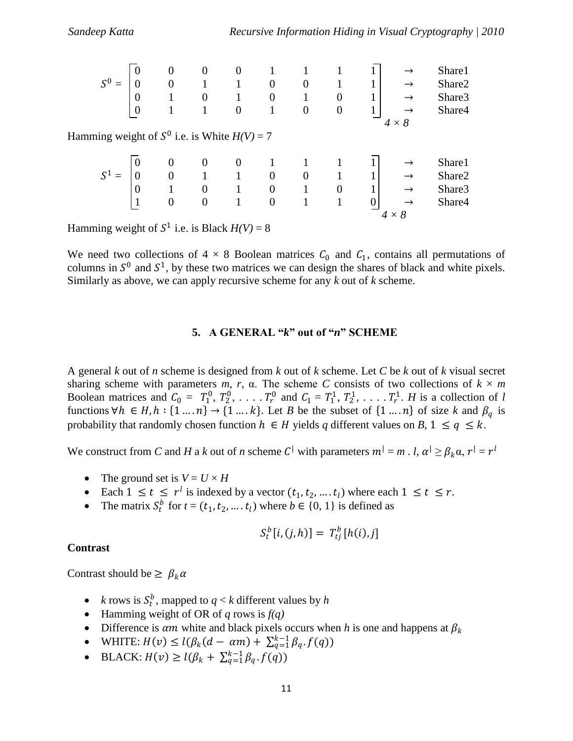$$S^0 = \begin{bmatrix} 0 & 0 & 0 & 0 & 1 & 1 & 1 & 1 \\ 0 & 0 & 1 & 1 & 0 & 0 & 1 & 1 \\ 0 & 1 & 0 & 1 & 0 & 1 & 0 & 1 \\ 0 & 1 & 1 & 0 & 1 & 0 & 0 & 1 \end{bmatrix}_{4 \times 8} \begin{matrix} \rightarrow & \text{Share1} \\ \rightarrow & \text{Share2} \\ \rightarrow & \text{Share3} \\ \rightarrow & \text{Share4} \end{matrix}$$

Hamming weight of $S^0$ i.e. is White $H(V) = 7$

$$S^1 = \begin{bmatrix} 0 & 0 & 0 & 0 & 1 & 1 & 1 & 1 \\ 0 & 0 & 1 & 1 & 0 & 0 & 1 & 1 \\ 0 & 1 & 0 & 1 & 0 & 1 & 0 & 1 \\ 1 & 0 & 0 & 1 & 0 & 1 & 1 & 0 \end{bmatrix}_{4 \times 8} \begin{matrix} \rightarrow & \text{Share1} \\ \rightarrow & \text{Share2} \\ \rightarrow & \text{Share3} \\ \rightarrow & \text{Share4} \end{matrix}$$

Hamming weight of $S^1$ i.e. is Black $H(V) = 8$

We need two collections of $4 \times 8$ Boolean matrices $C_0$ and $C_1$, contains all permutations of columns in $S^0$ and $S^1$, by these two matrices we can design the shares of black and white pixels. Similarly as above, we can apply recursive scheme for any *k* out of *k* scheme.

## 5. A GENERAL "*k*" out of "*n*" SCHEME

A general *k* out of *n* scheme is designed from *k* out of *k* scheme. Let *C* be *k* out of *k* visual secret sharing scheme with parameters *m*, *r*, α. The scheme *C* consists of two collections of $k \times m$ Boolean matrices and $C_0 = T_1^0, T_2^0, \ldots . T_r^0$ and $C_1 = T_1^1, T_2^1, \ldots . T_r^1$. *H* is a collection of *l* functions $\forall h \in H, h : \{1 \ldots . n\} \rightarrow \{1 \ldots . k\}$. Let *B* be the subset of $\{1 \ldots . n\}$ of size *k* and $\beta_q$ is probability that randomly chosen function $h \in H$ yields *q* different values on *B*, $1 \le q \le k$.

We construct from *C* and *H* a *k* out of *n* scheme $C^|$ with parameters $m^| = m \cdot l$, $\alpha^| \ge \beta_k \alpha$, $r^| = r^l$

- The ground set is $V = U \times H$
- Each $1 \le t \le r^l$ is indexed by a vector $(t_1, t_2, \ldots . t_l)$ where each $1 \le t \le r$.
- The matrix $S_t^b$ for $t = (t_1, t_2, \ldots . t_l)$ where $b \in \{0, 1\}$ is defined as

$$S_t^b[i, (j, h)] = T_{tj}^b[h(i), j]$$

**Contrast**

Contrast should be $\ge \beta_k \alpha$

- *k* rows is $S_t^b$, mapped to $q < k$ different values by *h*
- Hamming weight of OR of *q* rows is *f(q)*
- Difference is $\alpha m$ white and black pixels occurs when *h* is one and happens at $\beta_k$
- WHITE: $H(v) \le l(\beta_k(d - \alpha m) + \sum_{q=1}^{k-1} \beta_q . f(q))$
- BLACK: $H(v) \ge l(\beta_k + \sum_{q=1}^{k-1} \beta_q . f(q))$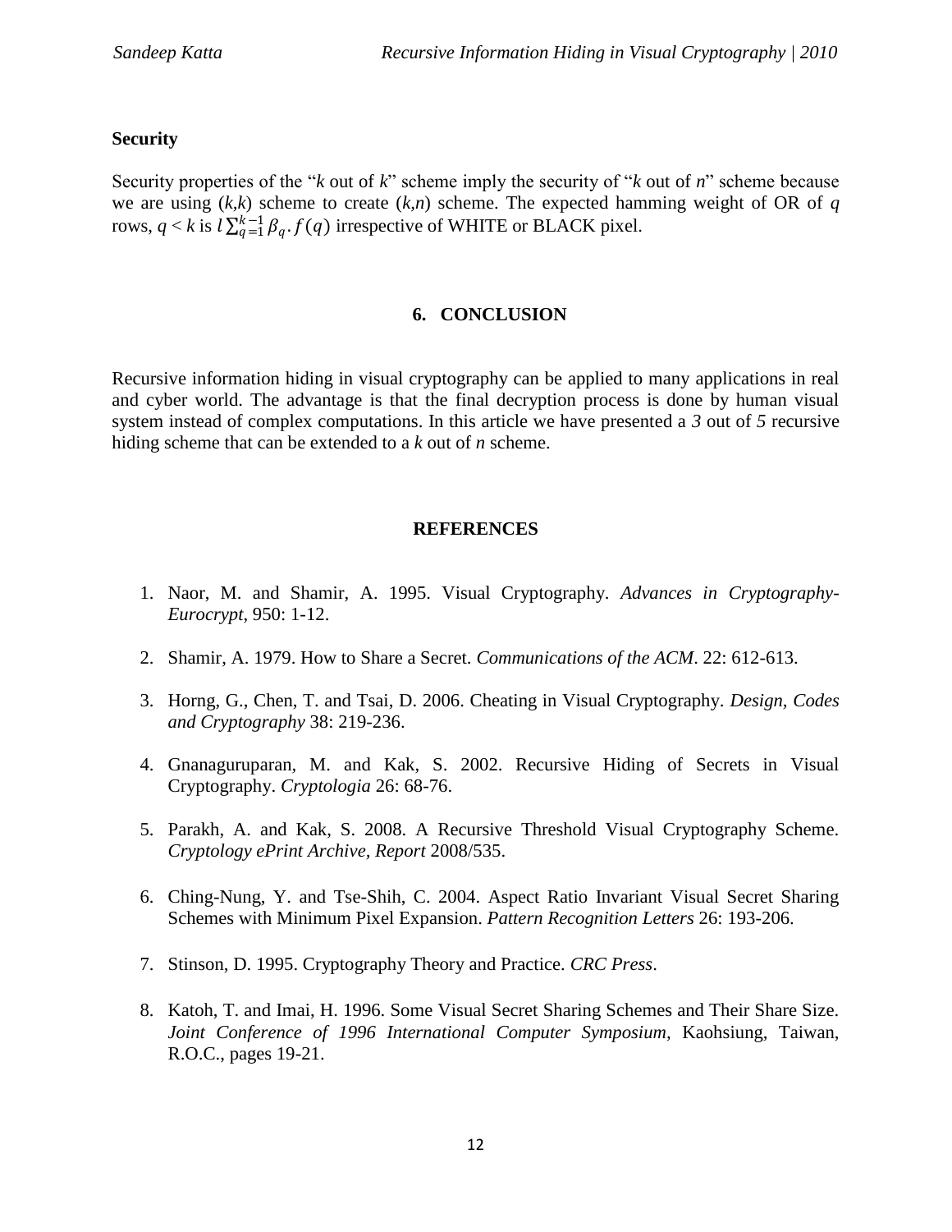**Security**

Security properties of the "*k* out of *k*" scheme imply the security of "*k* out of *n*" scheme because we are using $(k,k)$ scheme to create $(k,n)$ scheme. The expected hamming weight of OR of $q$ rows, $q < k$ is $l\sum_{q=1}^{k-1} \beta_q . f(q)$ irrespective of WHITE or BLACK pixel.

## 6. CONCLUSION

Recursive information hiding in visual cryptography can be applied to many applications in real and cyber world. The advantage is that the final decryption process is done by human visual system instead of complex computations. In this article we have presented a *3* out of *5* recursive hiding scheme that can be extended to a *k* out of *n* scheme.

## REFERENCES

1. Naor, M. and Shamir, A. 1995. Visual Cryptography. *Advances in Cryptography-Eurocrypt*, 950: 1-12.

2. Shamir, A. 1979. How to Share a Secret. *Communications of the ACM*. 22: 612-613.

3. Horng, G., Chen, T. and Tsai, D. 2006. Cheating in Visual Cryptography. *Design, Codes and Cryptography* 38: 219-236.

4. Gnanaguruparan, M. and Kak, S. 2002. Recursive Hiding of Secrets in Visual Cryptography. *Cryptologia* 26: 68-76.

5. Parakh, A. and Kak, S. 2008. A Recursive Threshold Visual Cryptography Scheme. *Cryptology ePrint Archive, Report* 2008/535.

6. Ching-Nung, Y. and Tse-Shih, C. 2004. Aspect Ratio Invariant Visual Secret Sharing Schemes with Minimum Pixel Expansion. *Pattern Recognition Letters* 26: 193-206.

7. Stinson, D. 1995. Cryptography Theory and Practice. *CRC Press*.

8. Katoh, T. and Imai, H. 1996. Some Visual Secret Sharing Schemes and Their Share Size. *Joint Conference of 1996 International Computer Symposium*, Kaohsiung, Taiwan, R.O.C., pages 19-21.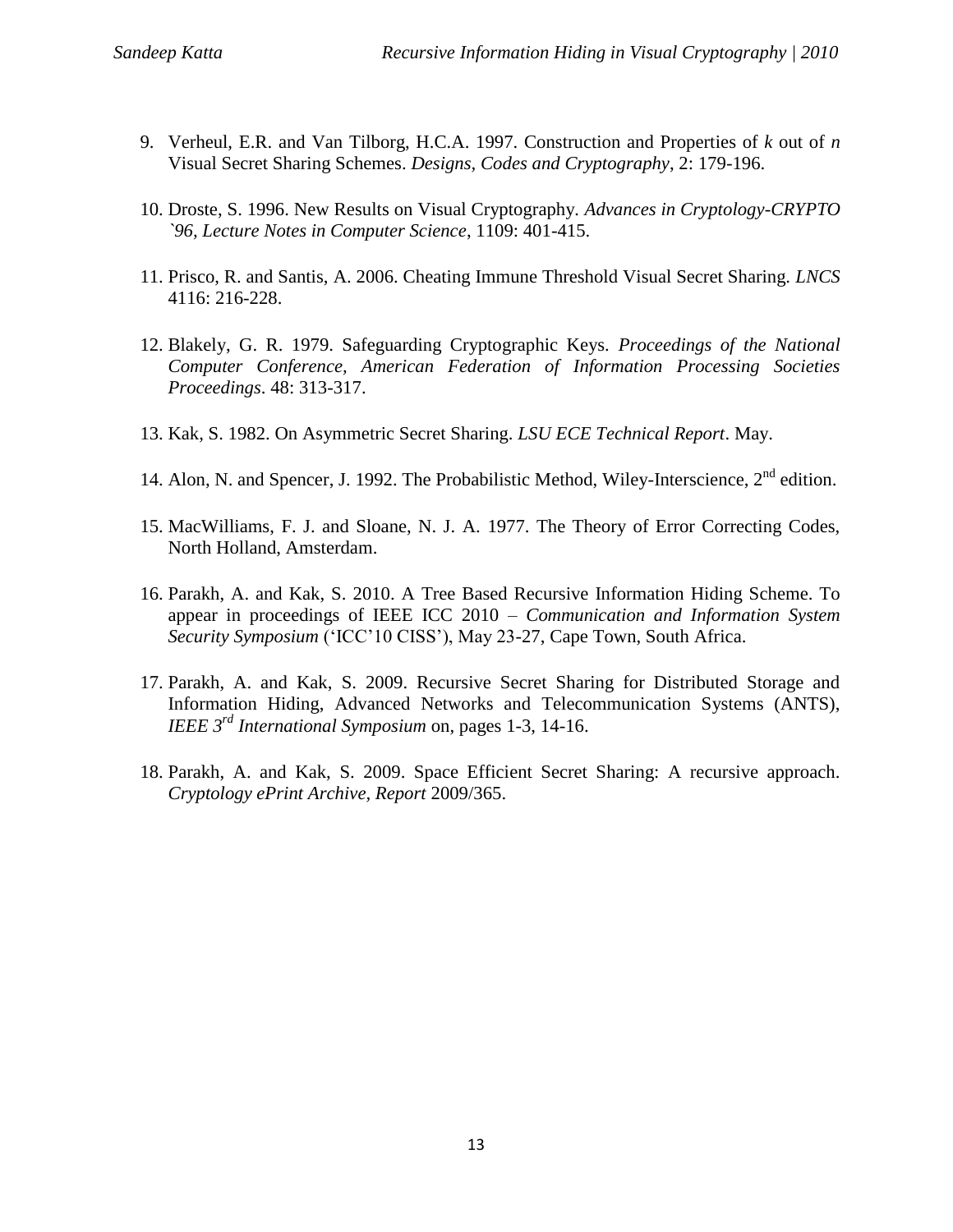9. Verheul, E.R. and Van Tilborg, H.C.A. 1997. Construction and Properties of *k* out of *n* Visual Secret Sharing Schemes. *Designs, Codes and Cryptography*, 2: 179-196.

10. Droste, S. 1996. New Results on Visual Cryptography. *Advances in Cryptology-CRYPTO `96, Lecture Notes in Computer Science*, 1109: 401-415.

11. Prisco, R. and Santis, A. 2006. Cheating Immune Threshold Visual Secret Sharing. *LNCS* 4116: 216-228.

12. Blakely, G. R. 1979. Safeguarding Cryptographic Keys. *Proceedings of the National Computer Conference, American Federation of Information Processing Societies Proceedings*. 48: 313-317.

13. Kak, S. 1982. On Asymmetric Secret Sharing. *LSU ECE Technical Report*. May.

14. Alon, N. and Spencer, J. 1992. The Probabilistic Method, Wiley-Interscience, 2nd edition.

15. MacWilliams, F. J. and Sloane, N. J. A. 1977. The Theory of Error Correcting Codes, North Holland, Amsterdam.

16. Parakh, A. and Kak, S. 2010. A Tree Based Recursive Information Hiding Scheme. To appear in proceedings of IEEE ICC 2010 – *Communication and Information System Security Symposium* ('ICC'10 CISS'), May 23-27, Cape Town, South Africa.

17. Parakh, A. and Kak, S. 2009. Recursive Secret Sharing for Distributed Storage and Information Hiding, Advanced Networks and Telecommunication Systems (ANTS), *IEEE 3rd International Symposium* on, pages 1-3, 14-16.

18. Parakh, A. and Kak, S. 2009. Space Efficient Secret Sharing: A recursive approach. *Cryptology ePrint Archive, Report* 2009/365.